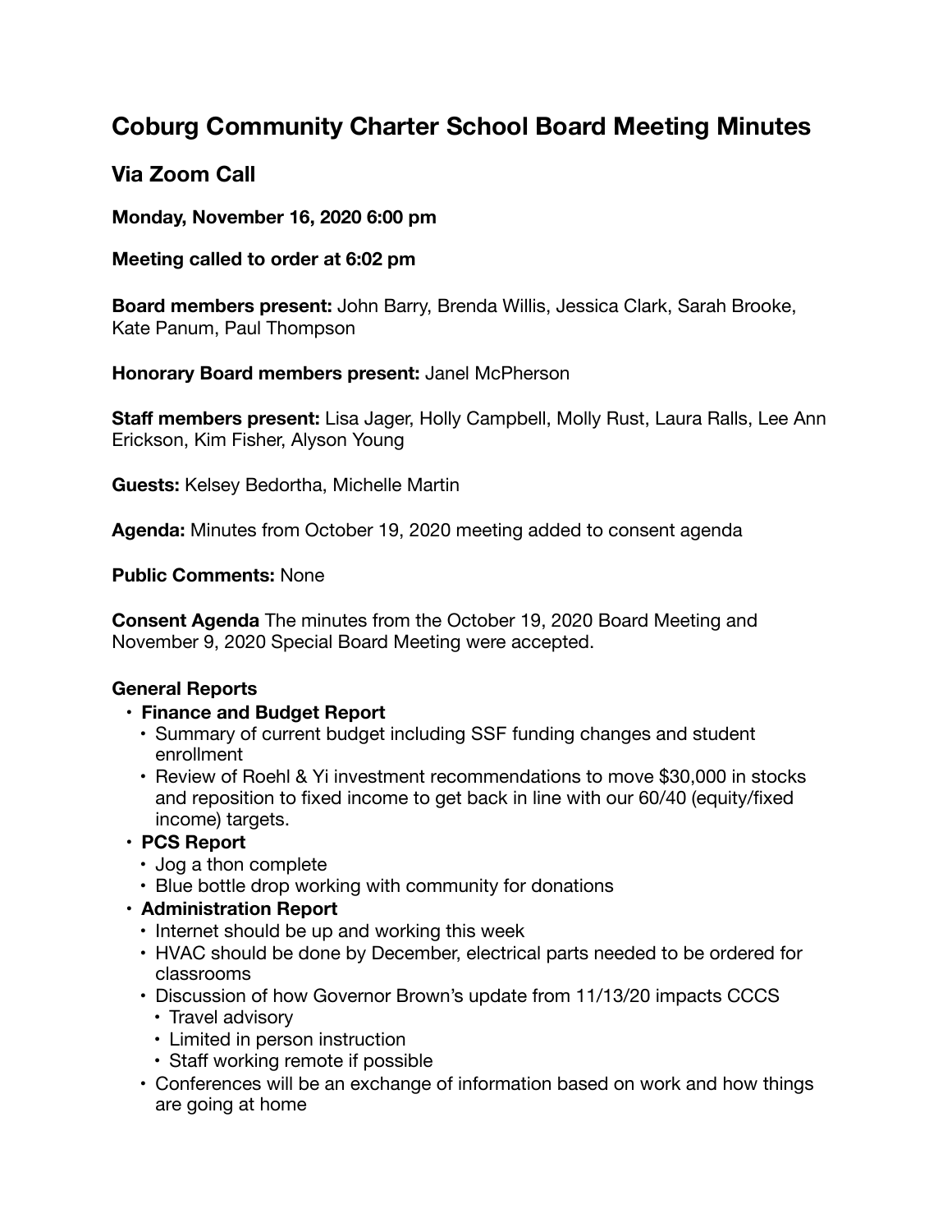# Coburg Community Charter School Board Meeting Minutes

## Via Zoom Call

**Monday, November 16, 2020 6:00 pm**

**Meeting called to order at 6:02 pm**

**Board members present:** John Barry, Brenda Willis, Jessica Clark, Sarah Brooke, Kate Panum, Paul Thompson

**Honorary Board members present:** Janel McPherson

**Staff members present:** Lisa Jager, Holly Campbell, Molly Rust, Laura Ralls, Lee Ann Erickson, Kim Fisher, Alyson Young

**Guests:** Kelsey Bedortha, Michelle Martin

**Agenda:** Minutes from October 19, 2020 meeting added to consent agenda

**Public Comments:** None

**Consent Agenda** The minutes from the October 19, 2020 Board Meeting and November 9, 2020 Special Board Meeting were accepted.

**General Reports**

- **Finance and Budget Report**
  - Summary of current budget including SSF funding changes and student enrollment
  - Review of Roehl & Yi investment recommendations to move $30,000 in stocks and reposition to fixed income to get back in line with our 60/40 (equity/fixed income) targets.
- **PCS Report**
  - Jog a thon complete
  - Blue bottle drop working with community for donations
- **Administration Report**
  - Internet should be up and working this week
  - HVAC should be done by December, electrical parts needed to be ordered for classrooms
  - Discussion of how Governor Brown's update from 11/13/20 impacts CCCS
    - Travel advisory
    - Limited in person instruction
    - Staff working remote if possible
  - Conferences will be an exchange of information based on work and how things are going at home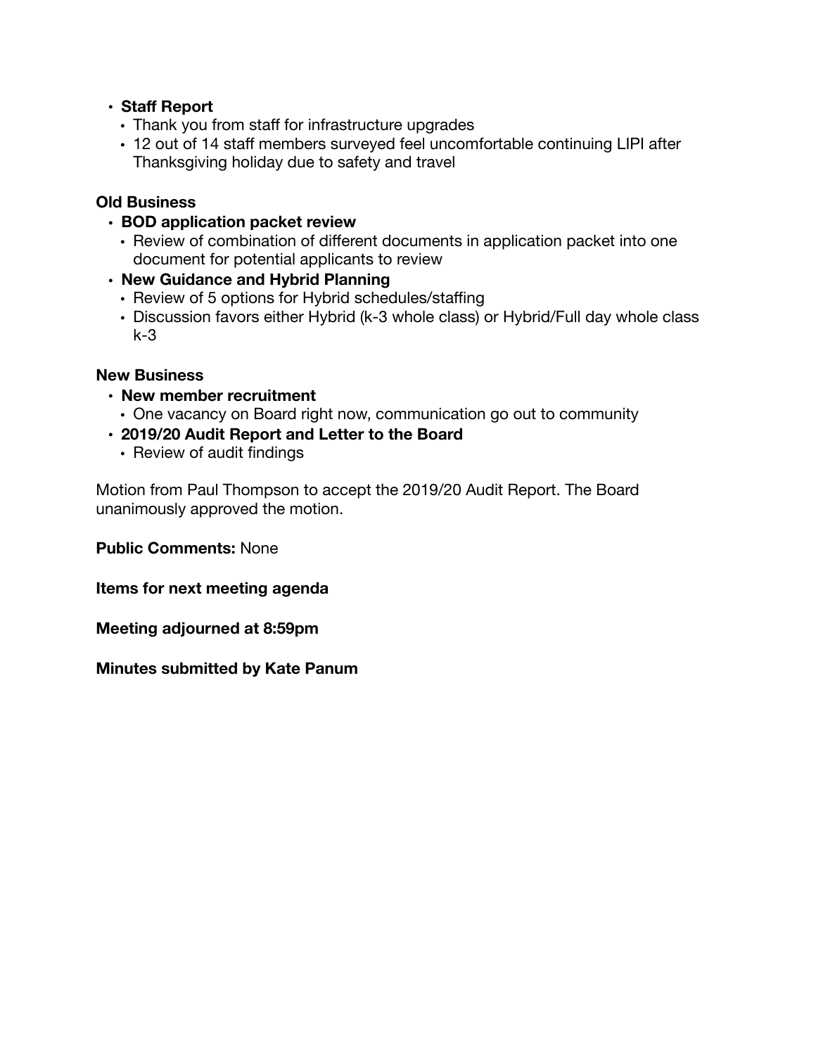- **Staff Report**
  - Thank you from staff for infrastructure upgrades
  - 12 out of 14 staff members surveyed feel uncomfortable continuing LIPI after Thanksgiving holiday due to safety and travel

**Old Business**

- **BOD application packet review**
  - Review of combination of different documents in application packet into one document for potential applicants to review
- **New Guidance and Hybrid Planning**
  - Review of 5 options for Hybrid schedules/staffing
  - Discussion favors either Hybrid (k-3 whole class) or Hybrid/Full day whole class k-3

**New Business**

- **New member recruitment**
  - One vacancy on Board right now, communication go out to community
- **2019/20 Audit Report and Letter to the Board**
  - Review of audit findings

Motion from Paul Thompson to accept the 2019/20 Audit Report. The Board unanimously approved the motion.

**Public Comments:** None

**Items for next meeting agenda**

**Meeting adjourned at 8:59pm**

**Minutes submitted by Kate Panum**